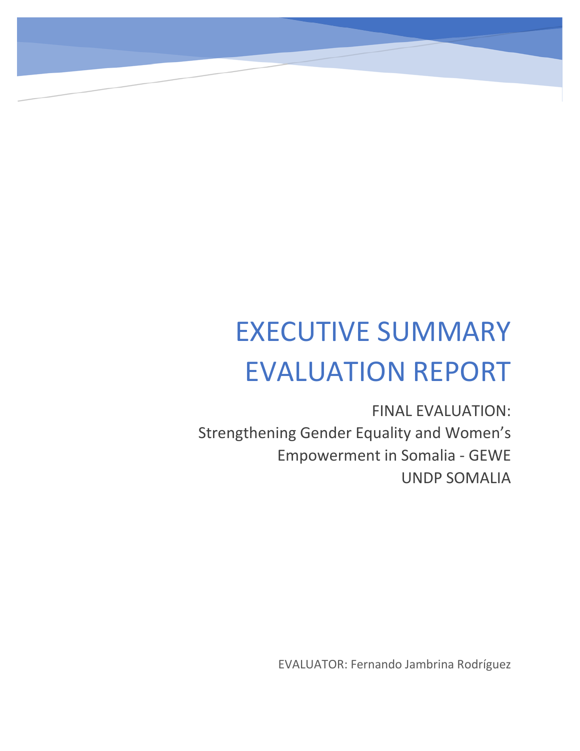# EXECUTIVE SUMMARY EVALUATION REPORT

FINAL EVALUATION:
Strengthening Gender Equality and Women's Empowerment in Somalia - GEWE
UNDP SOMALIA

EVALUATOR: Fernando Jambrina Rodríguez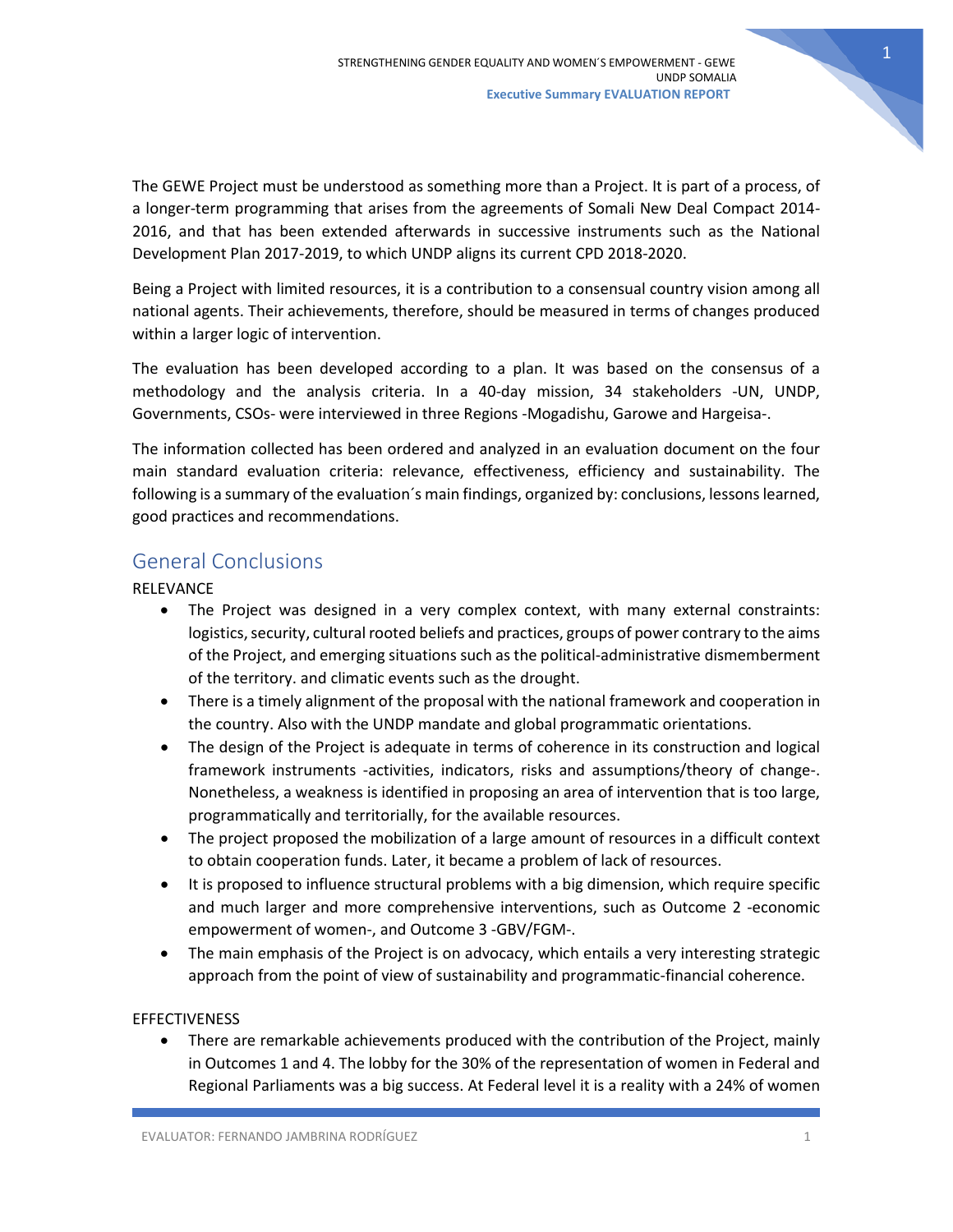The GEWE Project must be understood as something more than a Project. It is part of a process, of a longer-term programming that arises from the agreements of Somali New Deal Compact 2014-2016, and that has been extended afterwards in successive instruments such as the National Development Plan 2017-2019, to which UNDP aligns its current CPD 2018-2020.

Being a Project with limited resources, it is a contribution to a consensual country vision among all national agents. Their achievements, therefore, should be measured in terms of changes produced within a larger logic of intervention.

The evaluation has been developed according to a plan. It was based on the consensus of a methodology and the analysis criteria. In a 40-day mission, 34 stakeholders -UN, UNDP, Governments, CSOs- were interviewed in three Regions -Mogadishu, Garowe and Hargeisa-.

The information collected has been ordered and analyzed in an evaluation document on the four main standard evaluation criteria: relevance, effectiveness, efficiency and sustainability. The following is a summary of the evaluation´s main findings, organized by: conclusions, lessons learned, good practices and recommendations.

## General Conclusions

RELEVANCE

- The Project was designed in a very complex context, with many external constraints: logistics, security, cultural rooted beliefs and practices, groups of power contrary to the aims of the Project, and emerging situations such as the political-administrative dismemberment of the territory. and climatic events such as the drought.
- There is a timely alignment of the proposal with the national framework and cooperation in the country. Also with the UNDP mandate and global programmatic orientations.
- The design of the Project is adequate in terms of coherence in its construction and logical framework instruments -activities, indicators, risks and assumptions/theory of change-. Nonetheless, a weakness is identified in proposing an area of intervention that is too large, programmatically and territorially, for the available resources.
- The project proposed the mobilization of a large amount of resources in a difficult context to obtain cooperation funds. Later, it became a problem of lack of resources.
- It is proposed to influence structural problems with a big dimension, which require specific and much larger and more comprehensive interventions, such as Outcome 2 -economic empowerment of women-, and Outcome 3 -GBV/FGM-.
- The main emphasis of the Project is on advocacy, which entails a very interesting strategic approach from the point of view of sustainability and programmatic-financial coherence.

EFFECTIVENESS

- There are remarkable achievements produced with the contribution of the Project, mainly in Outcomes 1 and 4. The lobby for the 30% of the representation of women in Federal and Regional Parliaments was a big success. At Federal level it is a reality with a 24% of women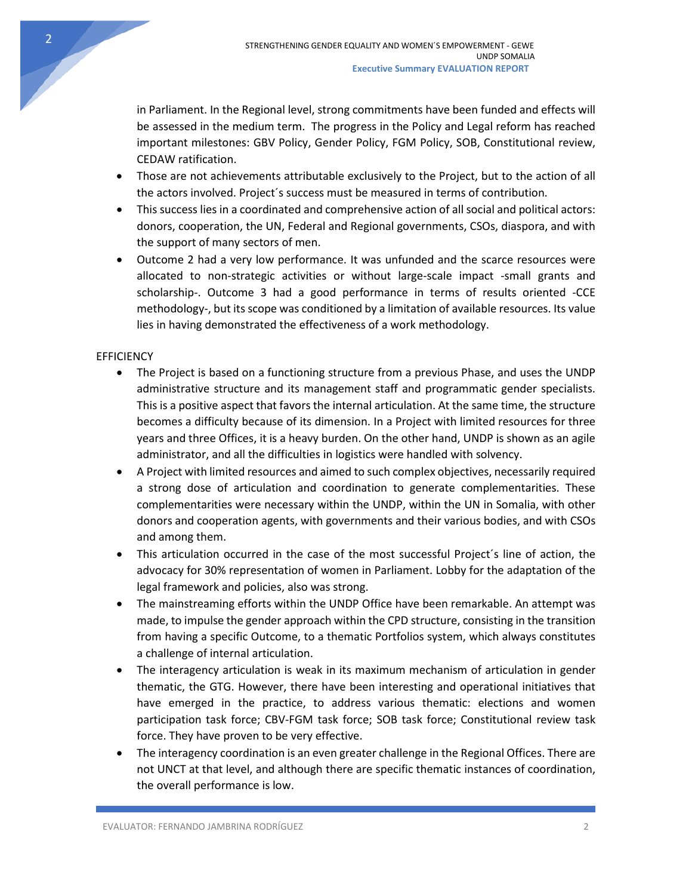in Parliament. In the Regional level, strong commitments have been funded and effects will be assessed in the medium term. The progress in the Policy and Legal reform has reached important milestones: GBV Policy, Gender Policy, FGM Policy, SOB, Constitutional review, CEDAW ratification.

- Those are not achievements attributable exclusively to the Project, but to the action of all the actors involved. Project´s success must be measured in terms of contribution.
- This success lies in a coordinated and comprehensive action of all social and political actors: donors, cooperation, the UN, Federal and Regional governments, CSOs, diaspora, and with the support of many sectors of men.
- Outcome 2 had a very low performance. It was unfunded and the scarce resources were allocated to non-strategic activities or without large-scale impact -small grants and scholarship-. Outcome 3 had a good performance in terms of results oriented -CCE methodology-, but its scope was conditioned by a limitation of available resources. Its value lies in having demonstrated the effectiveness of a work methodology.

EFFICIENCY

- The Project is based on a functioning structure from a previous Phase, and uses the UNDP administrative structure and its management staff and programmatic gender specialists. This is a positive aspect that favors the internal articulation. At the same time, the structure becomes a difficulty because of its dimension. In a Project with limited resources for three years and three Offices, it is a heavy burden. On the other hand, UNDP is shown as an agile administrator, and all the difficulties in logistics were handled with solvency.
- A Project with limited resources and aimed to such complex objectives, necessarily required a strong dose of articulation and coordination to generate complementarities. These complementarities were necessary within the UNDP, within the UN in Somalia, with other donors and cooperation agents, with governments and their various bodies, and with CSOs and among them.
- This articulation occurred in the case of the most successful Project´s line of action, the advocacy for 30% representation of women in Parliament. Lobby for the adaptation of the legal framework and policies, also was strong.
- The mainstreaming efforts within the UNDP Office have been remarkable. An attempt was made, to impulse the gender approach within the CPD structure, consisting in the transition from having a specific Outcome, to a thematic Portfolios system, which always constitutes a challenge of internal articulation.
- The interagency articulation is weak in its maximum mechanism of articulation in gender thematic, the GTG. However, there have been interesting and operational initiatives that have emerged in the practice, to address various thematic: elections and women participation task force; CBV-FGM task force; SOB task force; Constitutional review task force. They have proven to be very effective.
- The interagency coordination is an even greater challenge in the Regional Offices. There are not UNCT at that level, and although there are specific thematic instances of coordination, the overall performance is low.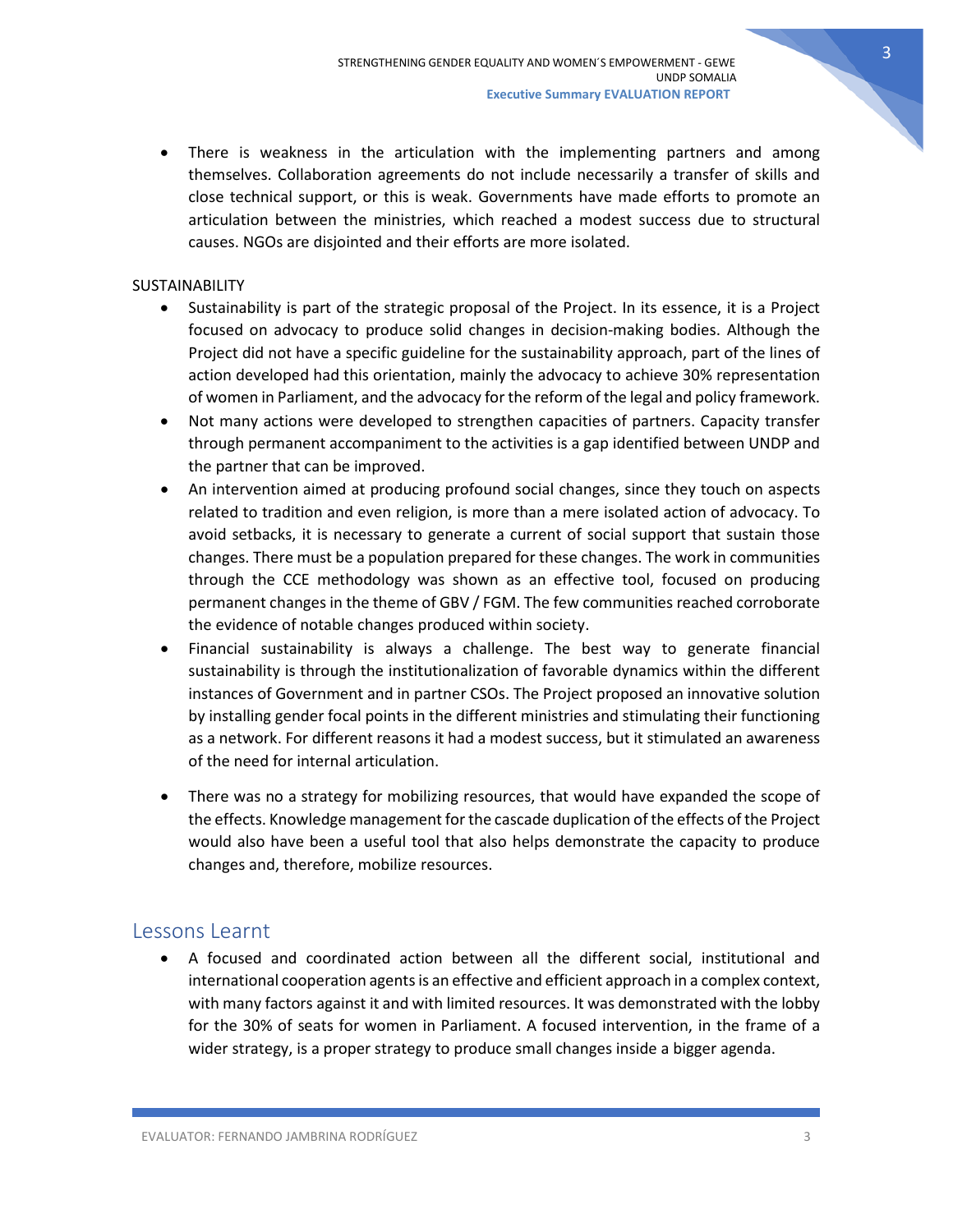- There is weakness in the articulation with the implementing partners and among themselves. Collaboration agreements do not include necessarily a transfer of skills and close technical support, or this is weak. Governments have made efforts to promote an articulation between the ministries, which reached a modest success due to structural causes. NGOs are disjointed and their efforts are more isolated.

SUSTAINABILITY

- Sustainability is part of the strategic proposal of the Project. In its essence, it is a Project focused on advocacy to produce solid changes in decision-making bodies. Although the Project did not have a specific guideline for the sustainability approach, part of the lines of action developed had this orientation, mainly the advocacy to achieve 30% representation of women in Parliament, and the advocacy for the reform of the legal and policy framework.
- Not many actions were developed to strengthen capacities of partners. Capacity transfer through permanent accompaniment to the activities is a gap identified between UNDP and the partner that can be improved.
- An intervention aimed at producing profound social changes, since they touch on aspects related to tradition and even religion, is more than a mere isolated action of advocacy. To avoid setbacks, it is necessary to generate a current of social support that sustain those changes. There must be a population prepared for these changes. The work in communities through the CCE methodology was shown as an effective tool, focused on producing permanent changes in the theme of GBV / FGM. The few communities reached corroborate the evidence of notable changes produced within society.
- Financial sustainability is always a challenge. The best way to generate financial sustainability is through the institutionalization of favorable dynamics within the different instances of Government and in partner CSOs. The Project proposed an innovative solution by installing gender focal points in the different ministries and stimulating their functioning as a network. For different reasons it had a modest success, but it stimulated an awareness of the need for internal articulation.
- There was no a strategy for mobilizing resources, that would have expanded the scope of the effects. Knowledge management for the cascade duplication of the effects of the Project would also have been a useful tool that also helps demonstrate the capacity to produce changes and, therefore, mobilize resources.

## Lessons Learnt

- A focused and coordinated action between all the different social, institutional and international cooperation agents is an effective and efficient approach in a complex context, with many factors against it and with limited resources. It was demonstrated with the lobby for the 30% of seats for women in Parliament. A focused intervention, in the frame of a wider strategy, is a proper strategy to produce small changes inside a bigger agenda.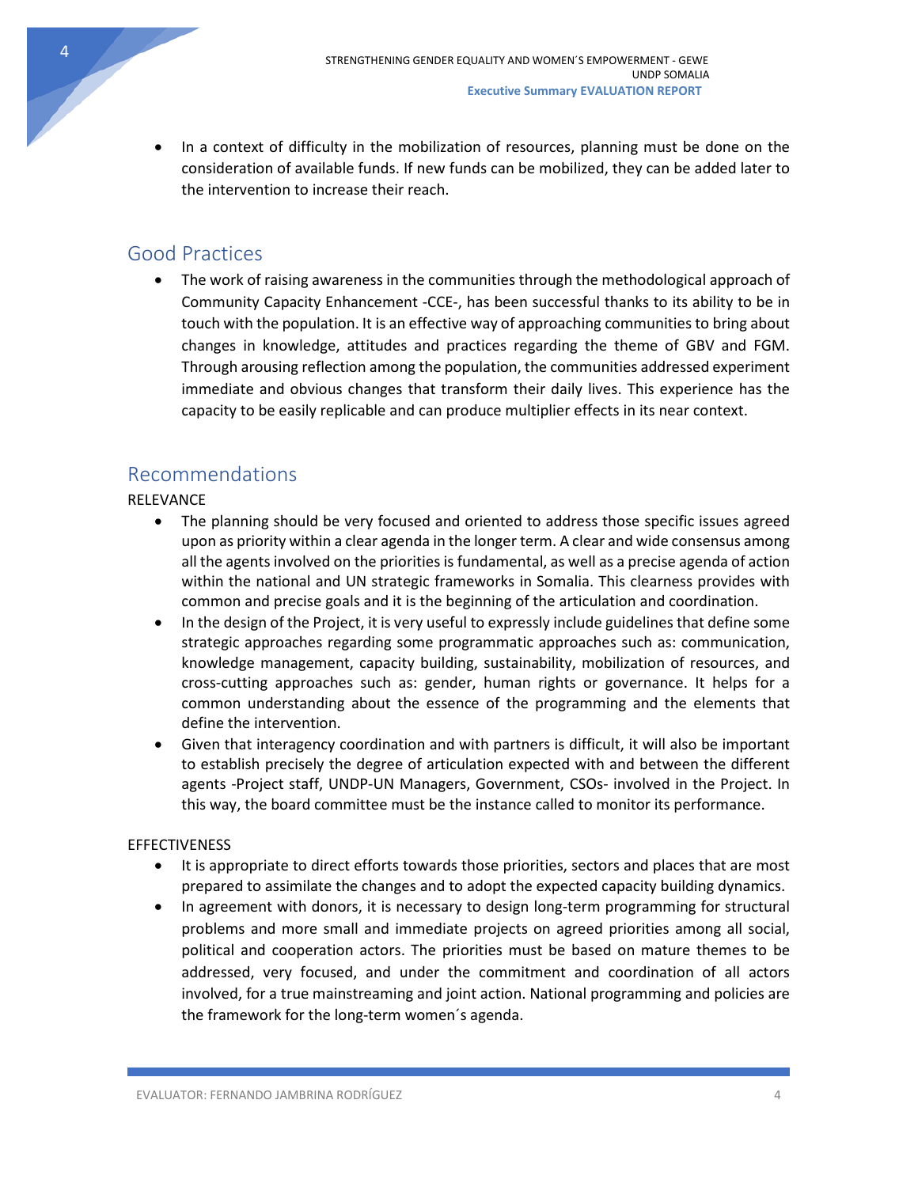- In a context of difficulty in the mobilization of resources, planning must be done on the consideration of available funds. If new funds can be mobilized, they can be added later to the intervention to increase their reach.

## Good Practices

- The work of raising awareness in the communities through the methodological approach of Community Capacity Enhancement -CCE-, has been successful thanks to its ability to be in touch with the population. It is an effective way of approaching communities to bring about changes in knowledge, attitudes and practices regarding the theme of GBV and FGM. Through arousing reflection among the population, the communities addressed experiment immediate and obvious changes that transform their daily lives. This experience has the capacity to be easily replicable and can produce multiplier effects in its near context.

## Recommendations

RELEVANCE

- The planning should be very focused and oriented to address those specific issues agreed upon as priority within a clear agenda in the longer term. A clear and wide consensus among all the agents involved on the priorities is fundamental, as well as a precise agenda of action within the national and UN strategic frameworks in Somalia. This clearness provides with common and precise goals and it is the beginning of the articulation and coordination.
- In the design of the Project, it is very useful to expressly include guidelines that define some strategic approaches regarding some programmatic approaches such as: communication, knowledge management, capacity building, sustainability, mobilization of resources, and cross-cutting approaches such as: gender, human rights or governance. It helps for a common understanding about the essence of the programming and the elements that define the intervention.
- Given that interagency coordination and with partners is difficult, it will also be important to establish precisely the degree of articulation expected with and between the different agents -Project staff, UNDP-UN Managers, Government, CSOs- involved in the Project. In this way, the board committee must be the instance called to monitor its performance.

EFFECTIVENESS

- It is appropriate to direct efforts towards those priorities, sectors and places that are most prepared to assimilate the changes and to adopt the expected capacity building dynamics.
- In agreement with donors, it is necessary to design long-term programming for structural problems and more small and immediate projects on agreed priorities among all social, political and cooperation actors. The priorities must be based on mature themes to be addressed, very focused, and under the commitment and coordination of all actors involved, for a true mainstreaming and joint action. National programming and policies are the framework for the long-term women´s agenda.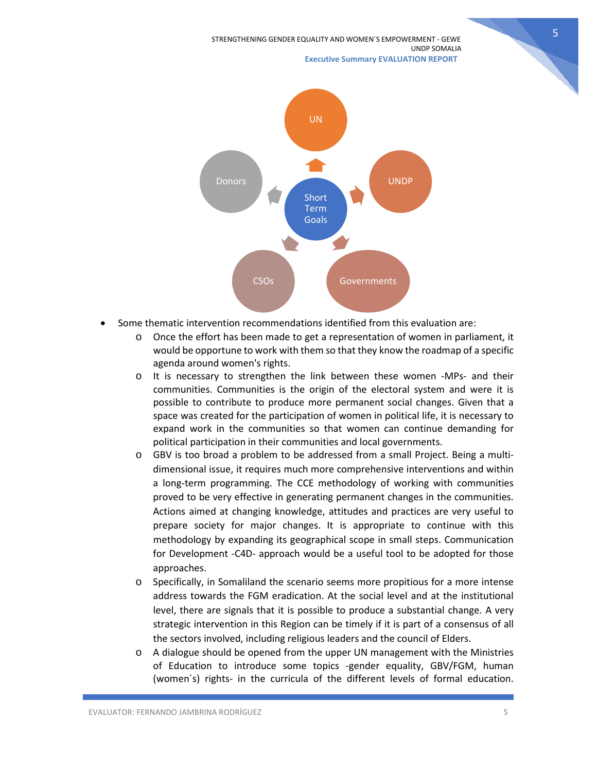UN

UNDP

Governments

CSOs

Donors

Short Term Goals

- Some thematic intervention recommendations identified from this evaluation are:
  - Once the effort has been made to get a representation of women in parliament, it would be opportune to work with them so that they know the roadmap of a specific agenda around women's rights.
  - It is necessary to strengthen the link between these women -MPs- and their communities. Communities is the origin of the electoral system and were it is possible to contribute to produce more permanent social changes. Given that a space was created for the participation of women in political life, it is necessary to expand work in the communities so that women can continue demanding for political participation in their communities and local governments.
  - GBV is too broad a problem to be addressed from a small Project. Being a multi-dimensional issue, it requires much more comprehensive interventions and within a long-term programming. The CCE methodology of working with communities proved to be very effective in generating permanent changes in the communities. Actions aimed at changing knowledge, attitudes and practices are very useful to prepare society for major changes. It is appropriate to continue with this methodology by expanding its geographical scope in small steps. Communication for Development -C4D- approach would be a useful tool to be adopted for those approaches.
  - Specifically, in Somaliland the scenario seems more propitious for a more intense address towards the FGM eradication. At the social level and at the institutional level, there are signals that it is possible to produce a substantial change. A very strategic intervention in this Region can be timely if it is part of a consensus of all the sectors involved, including religious leaders and the council of Elders.
  - A dialogue should be opened from the upper UN management with the Ministries of Education to introduce some topics -gender equality, GBV/FGM, human (women´s) rights- in the curricula of the different levels of formal education.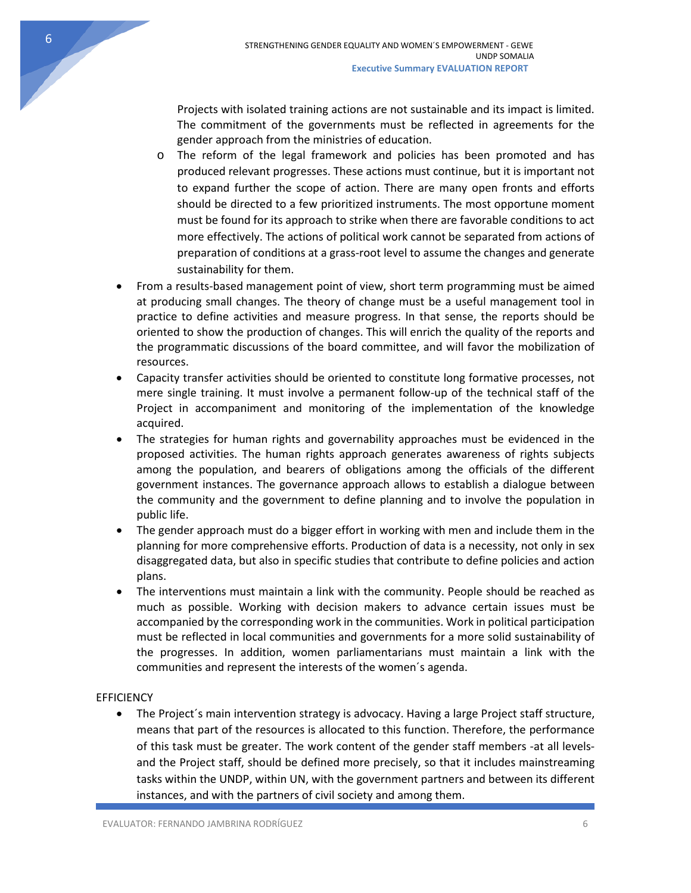Projects with isolated training actions are not sustainable and its impact is limited. The commitment of the governments must be reflected in agreements for the gender approach from the ministries of education.

- The reform of the legal framework and policies has been promoted and has produced relevant progresses. These actions must continue, but it is important not to expand further the scope of action. There are many open fronts and efforts should be directed to a few prioritized instruments. The most opportune moment must be found for its approach to strike when there are favorable conditions to act more effectively. The actions of political work cannot be separated from actions of preparation of conditions at a grass-root level to assume the changes and generate sustainability for them.

- From a results-based management point of view, short term programming must be aimed at producing small changes. The theory of change must be a useful management tool in practice to define activities and measure progress. In that sense, the reports should be oriented to show the production of changes. This will enrich the quality of the reports and the programmatic discussions of the board committee, and will favor the mobilization of resources.
- Capacity transfer activities should be oriented to constitute long formative processes, not mere single training. It must involve a permanent follow-up of the technical staff of the Project in accompaniment and monitoring of the implementation of the knowledge acquired.
- The strategies for human rights and governability approaches must be evidenced in the proposed activities. The human rights approach generates awareness of rights subjects among the population, and bearers of obligations among the officials of the different government instances. The governance approach allows to establish a dialogue between the community and the government to define planning and to involve the population in public life.
- The gender approach must do a bigger effort in working with men and include them in the planning for more comprehensive efforts. Production of data is a necessity, not only in sex disaggregated data, but also in specific studies that contribute to define policies and action plans.
- The interventions must maintain a link with the community. People should be reached as much as possible. Working with decision makers to advance certain issues must be accompanied by the corresponding work in the communities. Work in political participation must be reflected in local communities and governments for a more solid sustainability of the progresses. In addition, women parliamentarians must maintain a link with the communities and represent the interests of the women´s agenda.

EFFICIENCY

- The Project´s main intervention strategy is advocacy. Having a large Project staff structure, means that part of the resources is allocated to this function. Therefore, the performance of this task must be greater. The work content of the gender staff members -at all levels- and the Project staff, should be defined more precisely, so that it includes mainstreaming tasks within the UNDP, within UN, with the government partners and between its different instances, and with the partners of civil society and among them.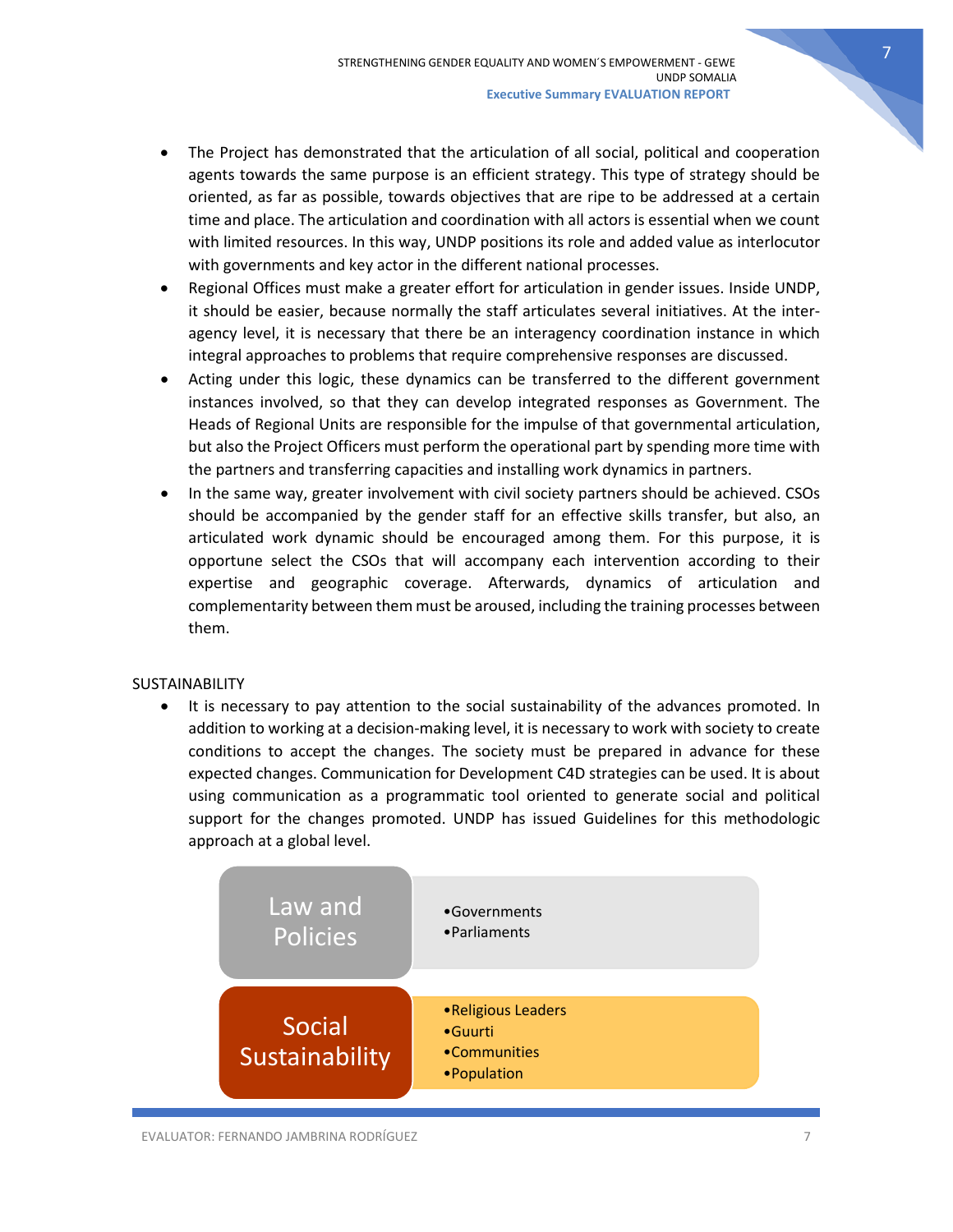- The Project has demonstrated that the articulation of all social, political and cooperation agents towards the same purpose is an efficient strategy. This type of strategy should be oriented, as far as possible, towards objectives that are ripe to be addressed at a certain time and place. The articulation and coordination with all actors is essential when we count with limited resources. In this way, UNDP positions its role and added value as interlocutor with governments and key actor in the different national processes.
- Regional Offices must make a greater effort for articulation in gender issues. Inside UNDP, it should be easier, because normally the staff articulates several initiatives. At the inter-agency level, it is necessary that there be an interagency coordination instance in which integral approaches to problems that require comprehensive responses are discussed.
- Acting under this logic, these dynamics can be transferred to the different government instances involved, so that they can develop integrated responses as Government. The Heads of Regional Units are responsible for the impulse of that governmental articulation, but also the Project Officers must perform the operational part by spending more time with the partners and transferring capacities and installing work dynamics in partners.
- In the same way, greater involvement with civil society partners should be achieved. CSOs should be accompanied by the gender staff for an effective skills transfer, but also, an articulated work dynamic should be encouraged among them. For this purpose, it is opportune select the CSOs that will accompany each intervention according to their expertise and geographic coverage. Afterwards, dynamics of articulation and complementarity between them must be aroused, including the training processes between them.

SUSTAINABILITY

- It is necessary to pay attention to the social sustainability of the advances promoted. In addition to working at a decision-making level, it is necessary to work with society to create conditions to accept the changes. The society must be prepared in advance for these expected changes. Communication for Development C4D strategies can be used. It is about using communication as a programmatic tool oriented to generate social and political support for the changes promoted. UNDP has issued Guidelines for this methodologic approach at a global level.

| Law and Policies | • Governments<br>• Parliaments |
|---|---|
| Social Sustainability | • Religious Leaders<br>• Guurti<br>• Communities<br>• Population |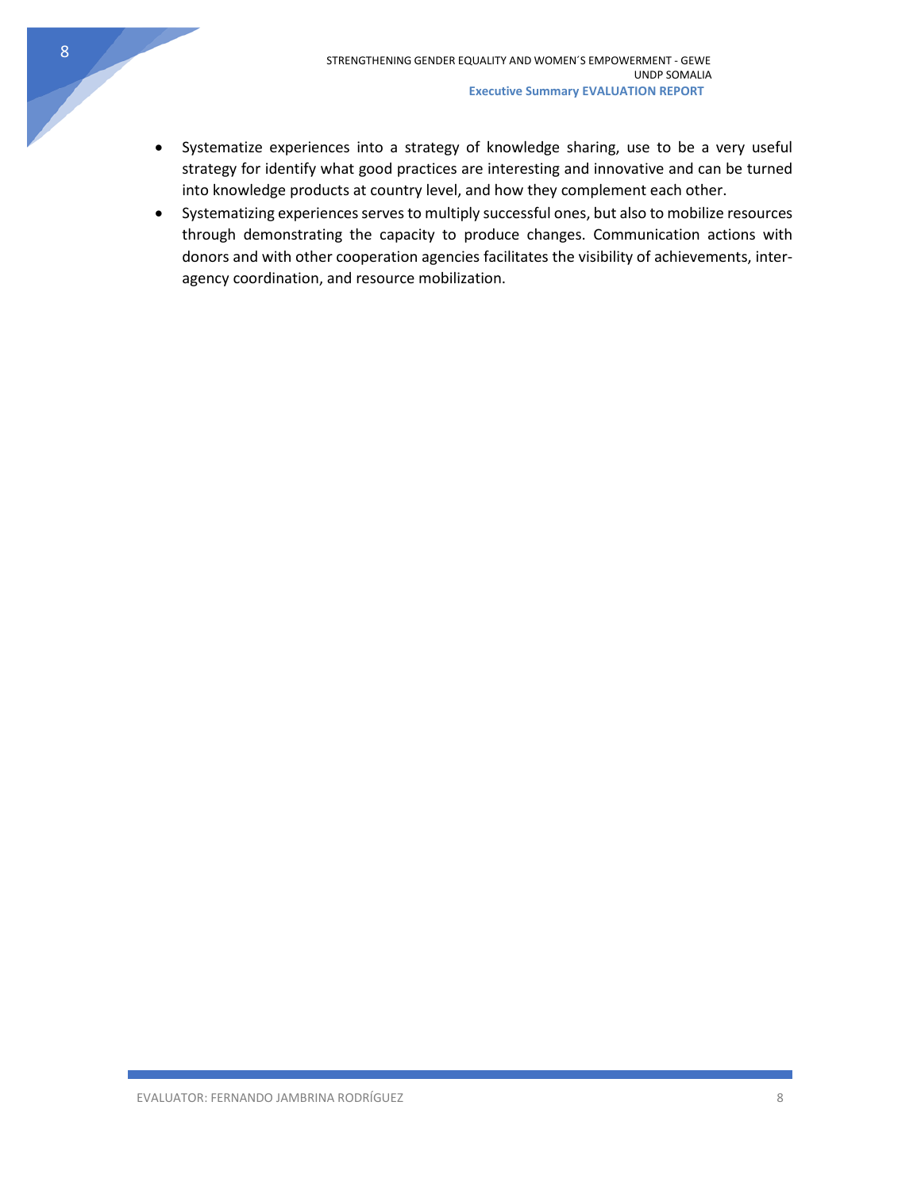- Systematize experiences into a strategy of knowledge sharing, use to be a very useful strategy for identify what good practices are interesting and innovative and can be turned into knowledge products at country level, and how they complement each other.
- Systematizing experiences serves to multiply successful ones, but also to mobilize resources through demonstrating the capacity to produce changes. Communication actions with donors and with other cooperation agencies facilitates the visibility of achievements, inter-agency coordination, and resource mobilization.